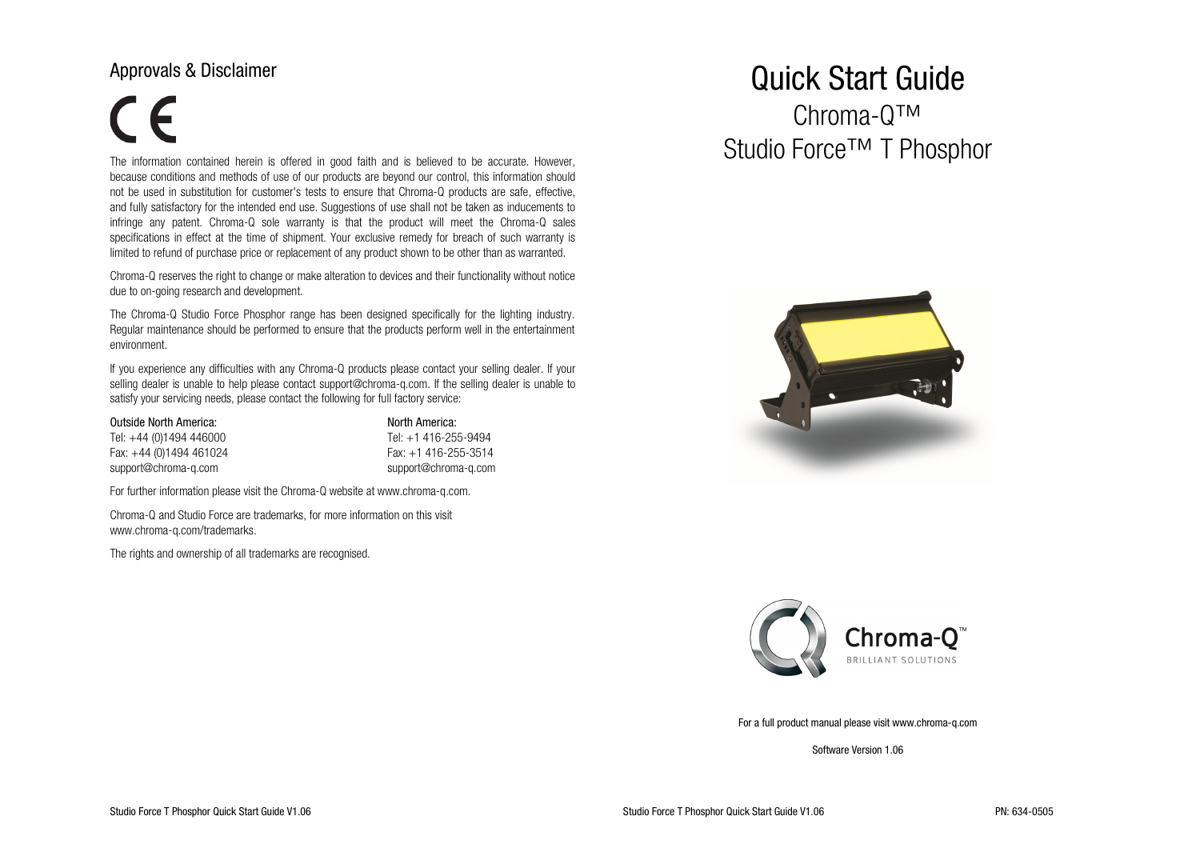## Approvals & Disclaimer

CE

The information contained herein is offered in good faith and is believed to be accurate. However, because conditions and methods of use of our products are beyond our control, this information should not be used in substitution for customer's tests to ensure that Chroma-Q products are safe, effective, and fully satisfactory for the intended end use. Suggestions of use shall not be taken as inducements to infringe any patent. Chroma-Q sole warranty is that the product will meet the Chroma-Q sales specifications in effect at the time of shipment. Your exclusive remedy for breach of such warranty is limited to refund of purchase price or replacement of any product shown to be other than as warranted.

Chroma-Q reserves the right to change or make alteration to devices and their functionality without notice due to on-going research and development.

The Chroma-Q Studio Force Phosphor range has been designed specifically for the lighting industry. Regular maintenance should be performed to ensure that the products perform well in the entertainment environment.

If you experience any difficulties with any Chroma-Q products please contact your selling dealer. If your selling dealer is unable to help please contact support@chroma-q.com. If the selling dealer is unable to satisfy your servicing needs, please contact the following for full factory service:

| Outside North America: | North America: |
|---|---|
| Tel: +44 (0)1494 446000 | Tel: +1 416-255-9494 |
| Fax: +44 (0)1494 461024 | Fax: +1 416-255-3514 |
| support@chroma-q.com | support@chroma-q.com |

For further information please visit the Chroma-Q website at www.chroma-q.com.

Chroma-Q and Studio Force are trademarks, for more information on this visit www.chroma-q.com/trademarks.

The rights and ownership of all trademarks are recognised.

# Quick Start Guide

## Chroma-Q™
## Studio Force™ T Phosphor

Chroma-Q™
BRILLIANT SOLUTIONS

For a full product manual please visit www.chroma-q.com

Software Version 1.06

PN: 634-0505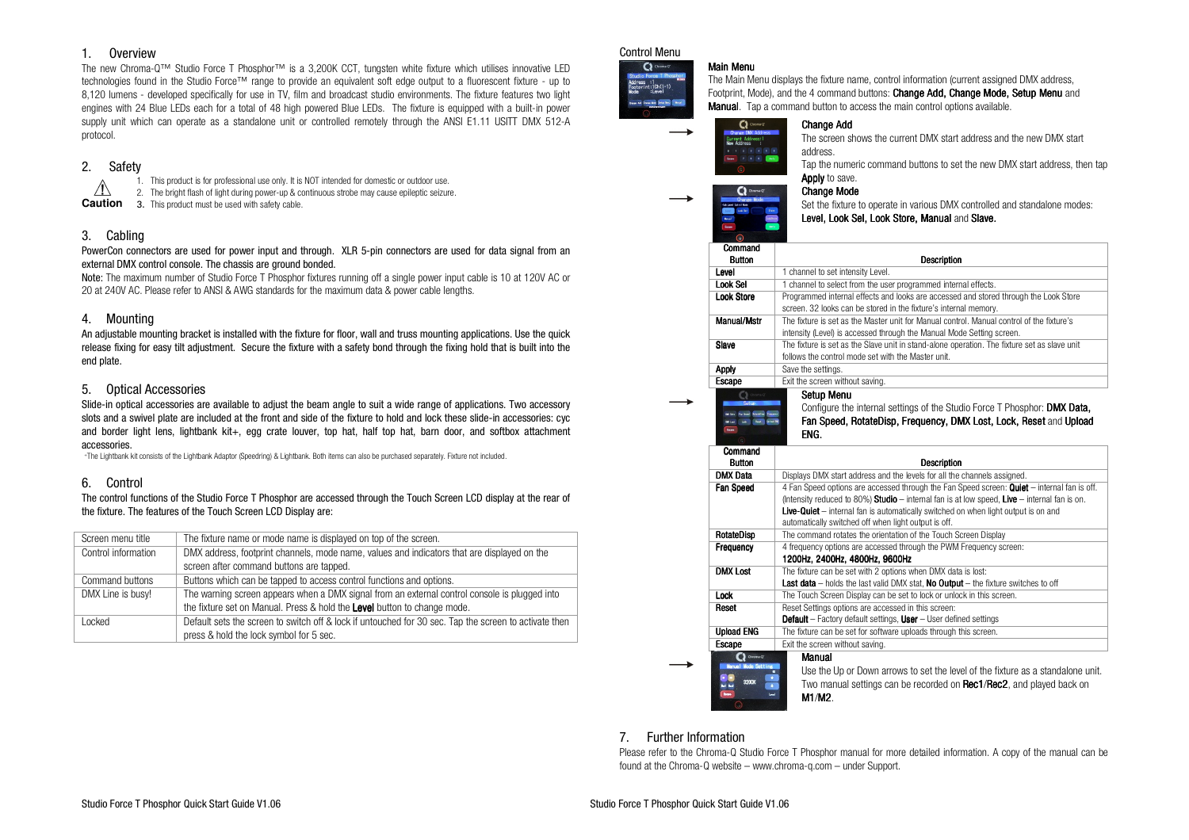## 1. Overview

The new Chroma-Q™ Studio Force T Phosphor™ is a 3,200K CCT, tungsten white fixture which utilises innovative LED technologies found in the Studio Force™ range to provide an equivalent soft edge output to a fluorescent fixture - up to 8,120 lumens - developed specifically for use in TV, film and broadcast studio environments. The fixture features two light engines with 24 Blue LEDs each for a total of 48 high powered Blue LEDs. The fixture is equipped with a built-in power supply unit which can operate as a standalone unit or controlled remotely through the ANSI E1.11 USITT DMX 512-A protocol.

## 2. Safety

**Caution**

1. This product is for professional use only. It is NOT intended for domestic or outdoor use.
2. The bright flash of light during power-up & continuous strobe may cause epileptic seizure.
3. This product must be used with safety cable.

## 3. Cabling

PowerCon connectors are used for power input and through. XLR 5-pin connectors are used for data signal from an external DMX control console. The chassis are ground bonded.

Note: The maximum number of Studio Force T Phosphor fixtures running off a single power input cable is 10 at 120V AC or 20 at 240V AC. Please refer to ANSI & AWG standards for the maximum data & power cable lengths.

## 4. Mounting

An adjustable mounting bracket is installed with the fixture for floor, wall and truss mounting applications. Use the quick release fixing for easy tilt adjustment. Secure the fixture with a safety bond through the fixing hold that is built into the end plate.

## 5. Optical Accessories

Slide-in optical accessories are available to adjust the beam angle to suit a wide range of applications. Two accessory slots and a swivel plate are included at the front and side of the fixture to hold and lock these slide-in accessories: cyc and border light lens, lightbank kit+, egg crate louver, top hat, half top hat, barn door, and softbox attachment accessories.

+The Lightbank kit consists of the Lightbank Adaptor (Speedring) & Lightbank. Both items can also be purchased separately. Fixture not included.

## 6. Control

The control functions of the Studio Force T Phosphor are accessed through the Touch Screen LCD display at the rear of the fixture. The features of the Touch Screen LCD Display are:

| | |
|---|---|
| Screen menu title | The fixture name or mode name is displayed on top of the screen. |
| Control information | DMX address, footprint channels, mode name, values and indicators that are displayed on the screen after command buttons are tapped. |
| Command buttons | Buttons which can be tapped to access control functions and options. |
| DMX Line is busy! | The warning screen appears when a DMX signal from an external control console is plugged into the fixture set on Manual. Press & hold the **Level** button to change mode. |
| Locked | Default sets the screen to switch off & lock if untouched for 30 sec. Tap the screen to activate then press & hold the lock symbol for 5 sec. |

### Control Menu

**Main Menu**

The Main Menu displays the fixture name, control information (current assigned DMX address, Footprint, Mode), and the 4 command buttons: **Change Add, Change Mode, Setup Menu** and **Manual**. Tap a command button to access the main control options available.

**Change Add**

The screen shows the current DMX start address and the new DMX start address.

Tap the numeric command buttons to set the new DMX start address, then tap **Apply** to save.

**Change Mode**

Set the fixture to operate in various DMX controlled and standalone modes: **Level, Look Sel, Look Store, Manual** and **Slave.**

| Command Button | Description |
|---|---|
| **Level** | 1 channel to set intensity Level. |
| **Look Sel** | 1 channel to select from the user programmed internal effects. |
| **Look Store** | Programmed internal effects and looks are accessed and stored through the Look Store screen. 32 looks can be stored in the fixture's internal memory. |
| **Manual/Mstr** | The fixture is set as the Master unit for Manual control. Manual control of the fixture's intensity (Level) is accessed through the Manual Mode Setting screen. |
| **Slave** | The fixture is set as the Slave unit in stand-alone operation. The fixture set as slave unit follows the control mode set with the Master unit. |
| **Apply** | Save the settings. |
| **Escape** | Exit the screen without saving. |

**Setup Menu**

Configure the internal settings of the Studio Force T Phosphor: **DMX Data, Fan Speed, RotateDisp, Frequency, DMX Lost, Lock, Reset** and **Upload ENG.**

| Command Button | Description |
|---|---|
| **DMX Data** | Displays DMX start address and the levels for all the channels assigned. |
| **Fan Speed** | 4 Fan Speed options are accessed through the Fan Speed screen: **Quiet** – internal fan is off. (Intensity reduced to 80%) **Studio** – internal fan is at low speed, **Live** – internal fan is on. **Live-Quiet** – internal fan is automatically switched on when light output is on and automatically switched off when light output is off. |
| **RotateDisp** | The command rotates the orientation of the Touch Screen Display |
| **Frequency** | 4 frequency options are accessed through the PWM Frequency screen: **1200Hz, 2400Hz, 4800Hz, 9600Hz** |
| **DMX Lost** | The fixture can be set with 2 options when DMX data is lost: **Last data** – holds the last valid DMX stat, **No Output** – the fixture switches to off |
| **Lock** | The Touch Screen Display can be set to lock or unlock in this screen. |
| **Reset** | Reset Settings options are accessed in this screen: **Default** – Factory default settings, **User** – User defined settings |
| **Upload ENG** | The fixture can be set for software uploads through this screen. |
| **Escape** | Exit the screen without saving. |

**Manual**

Use the Up or Down arrows to set the level of the fixture as a standalone unit. Two manual settings can be recorded on **Rec1**/**Rec2**, and played back on **M1**/**M2**.

## 7. Further Information

Please refer to the Chroma-Q Studio Force T Phosphor manual for more detailed information. A copy of the manual can be found at the Chroma-Q website – www.chroma-q.com – under Support.